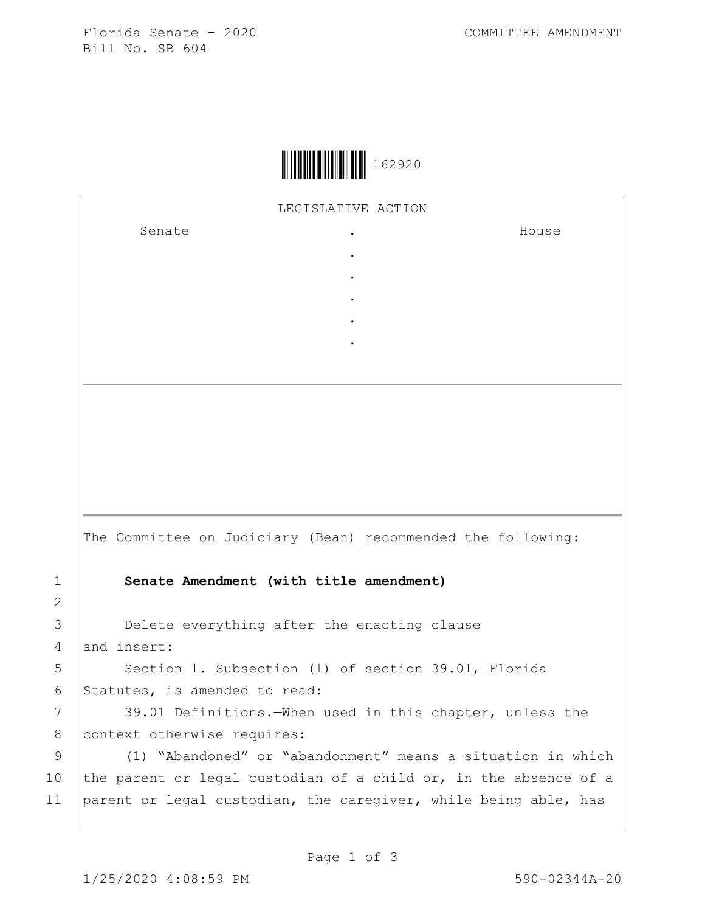Florida Senate - 2020
Bill No. SB 604

COMMITTEE AMENDMENT

162920

LEGISLATIVE ACTION

| Senate | . | House |
| --- | --- | --- |
| | . | |
| | . | |
| | . | |
| | . | |
| | . | |

The Committee on Judiciary (Bean) recommended the following:

**Senate Amendment (with title amendment)**

Delete everything after the enacting clause and insert:

Section 1. Subsection (1) of section 39.01, Florida Statutes, is amended to read:

39.01 Definitions.—When used in this chapter, unless the context otherwise requires:

(1) "Abandoned" or "abandonment" means a situation in which the parent or legal custodian of a child or, in the absence of a parent or legal custodian, the caregiver, while being able, has

1/25/2020 4:08:59 PM

590-02344A-20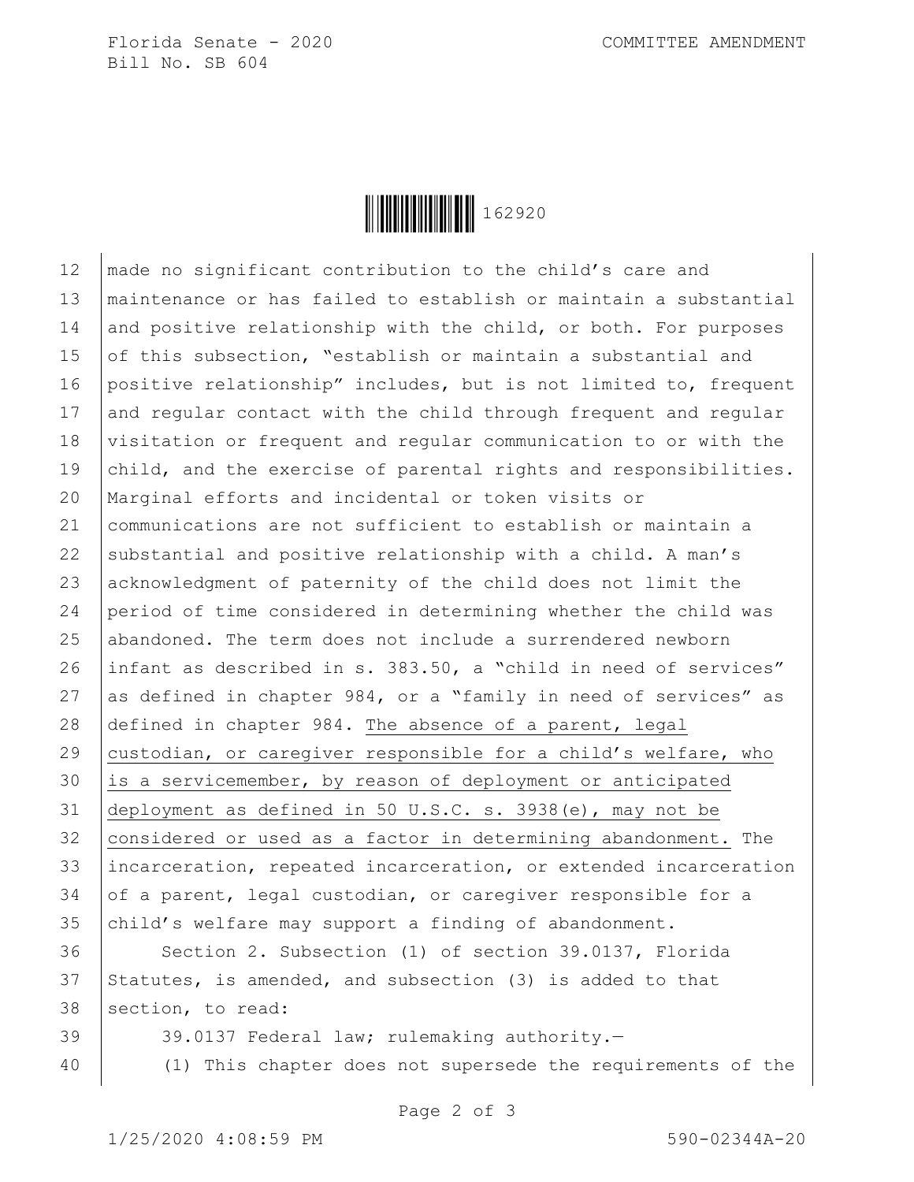made no significant contribution to the child's care and maintenance or has failed to establish or maintain a substantial and positive relationship with the child, or both. For purposes of this subsection, "establish or maintain a substantial and positive relationship" includes, but is not limited to, frequent and regular contact with the child through frequent and regular visitation or frequent and regular communication to or with the child, and the exercise of parental rights and responsibilities. Marginal efforts and incidental or token visits or communications are not sufficient to establish or maintain a substantial and positive relationship with a child. A man's acknowledgment of paternity of the child does not limit the period of time considered in determining whether the child was abandoned. The term does not include a surrendered newborn infant as described in s. 383.50, a "child in need of services" as defined in chapter 984, or a "family in need of services" as defined in chapter 984. <u>The absence of a parent, legal custodian, or caregiver responsible for a child's welfare, who is a servicemember, by reason of deployment or anticipated deployment as defined in 50 U.S.C. s. 3938(e), may not be considered or used as a factor in determining abandonment.</u> The incarceration, repeated incarceration, or extended incarceration of a parent, legal custodian, or caregiver responsible for a child's welfare may support a finding of abandonment.

Section 2. Subsection (1) of section 39.0137, Florida Statutes, is amended, and subsection (3) is added to that section, to read:

39.0137 Federal law; rulemaking authority.—

(1) This chapter does not supersede the requirements of the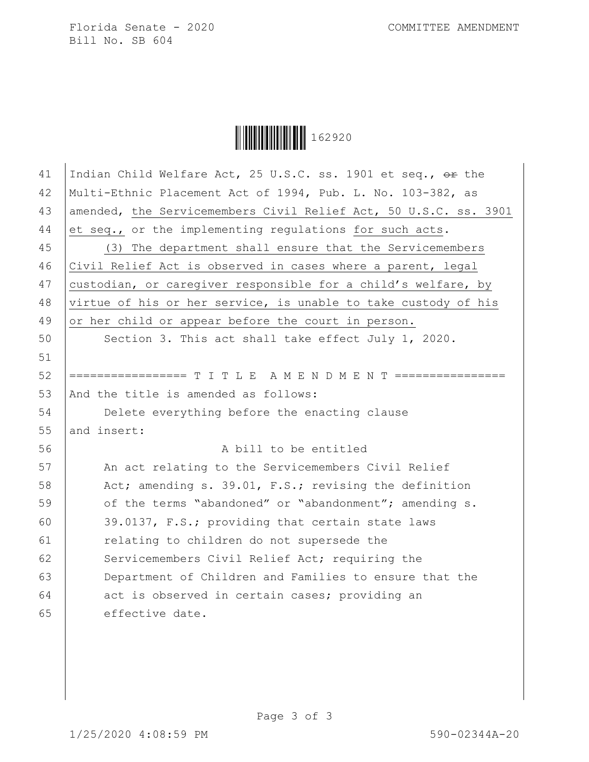Indian Child Welfare Act, 25 U.S.C. ss. 1901 et seq., ~~or~~ the Multi-Ethnic Placement Act of 1994, Pub. L. No. 103-382, as amended, the Servicemembers Civil Relief Act, 50 U.S.C. ss. 3901 et seq., or the implementing regulations for such acts.

(3) The department shall ensure that the Servicemembers Civil Relief Act is observed in cases where a parent, legal custodian, or caregiver responsible for a child's welfare, by virtue of his or her service, is unable to take custody of his or her child or appear before the court in person.

Section 3. This act shall take effect July 1, 2020.

================= T I T L E A M E N D M E N T ================

And the title is amended as follows:

Delete everything before the enacting clause and insert:

A bill to be entitled

An act relating to the Servicemembers Civil Relief Act; amending s. 39.01, F.S.; revising the definition of the terms "abandoned" or "abandonment"; amending s. 39.0137, F.S.; providing that certain state laws relating to children do not supersede the Servicemembers Civil Relief Act; requiring the Department of Children and Families to ensure that the act is observed in certain cases; providing an effective date.